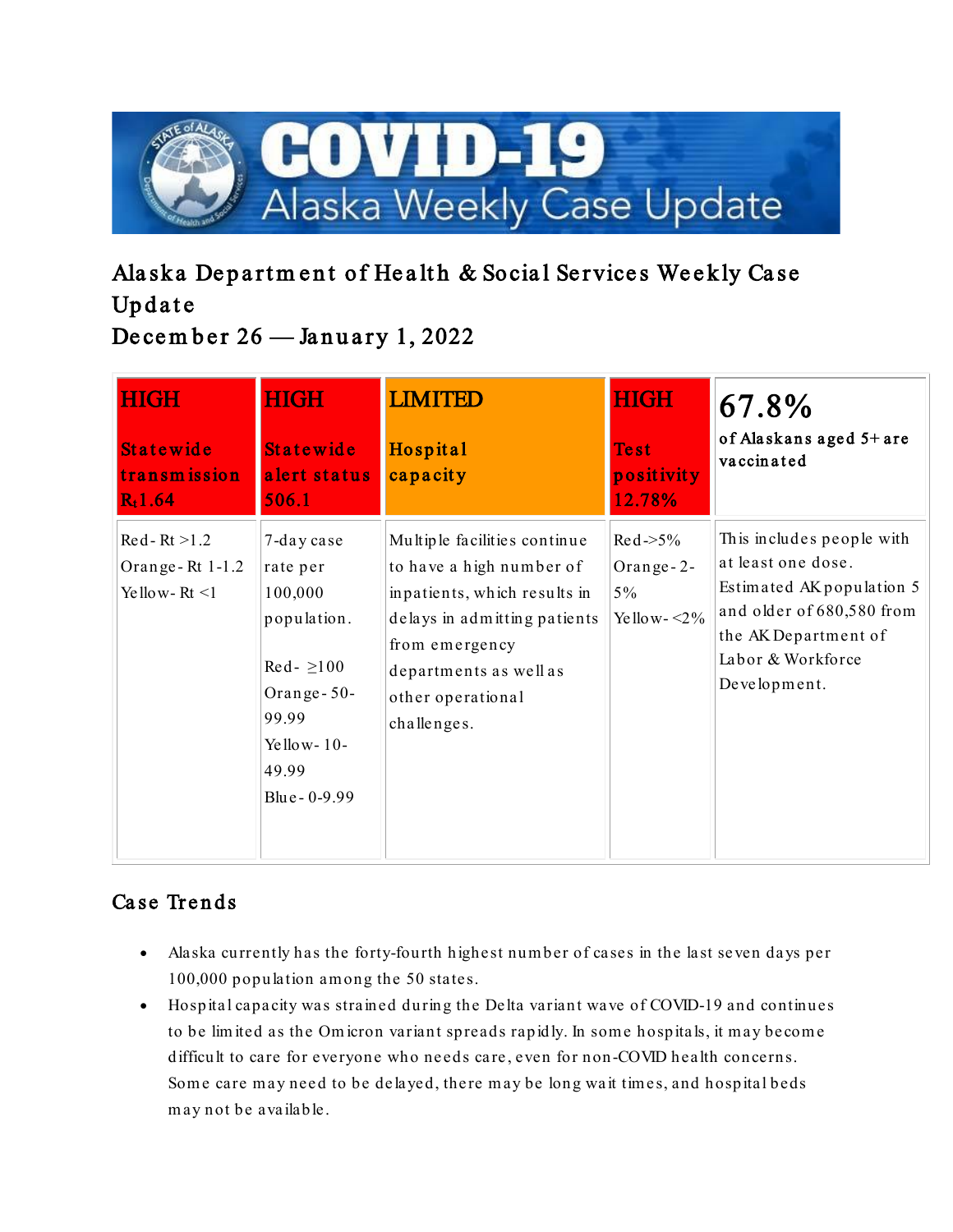# Alaska Department of Health & Social Services Weekly Case Update

## December 26 — January 1, 2022

| HIGH<br><br>Statewide transmission<br>$R_t$1.64 | HIGH<br><br>Statewide alert status<br>506.1 | LIMITED<br><br>Hospital capacity | HIGH<br><br>Test positivity<br>12.78% | 67.8%<br>of Alaskans aged 5+ are vaccinated |
|---|---|---|---|---|
| Red- Rt >1.2<br>Orange- Rt 1-1.2<br>Yellow- Rt <1 | 7-day case rate per 100,000 population.<br><br>Red- ≥100<br>Orange- 50-99.99<br>Yellow- 10-49.99<br>Blue- 0-9.99 | Multiple facilities continue to have a high number of inpatients, which results in delays in admitting patients from emergency departments as well as other operational challenges. | Red->5%<br>Orange- 2-5%<br>Yellow- <2% | This includes people with at least one dose. Estimated AK population 5 and older of 680,580 from the AK Department of Labor & Workforce Development. |

## Case Trends

- Alaska currently has the forty-fourth highest number of cases in the last seven days per 100,000 population among the 50 states.
- Hospital capacity was strained during the Delta variant wave of COVID-19 and continues to be limited as the Omicron variant spreads rapidly. In some hospitals, it may become difficult to care for everyone who needs care, even for non-COVID health concerns. Some care may need to be delayed, there may be long wait times, and hospital beds may not be available.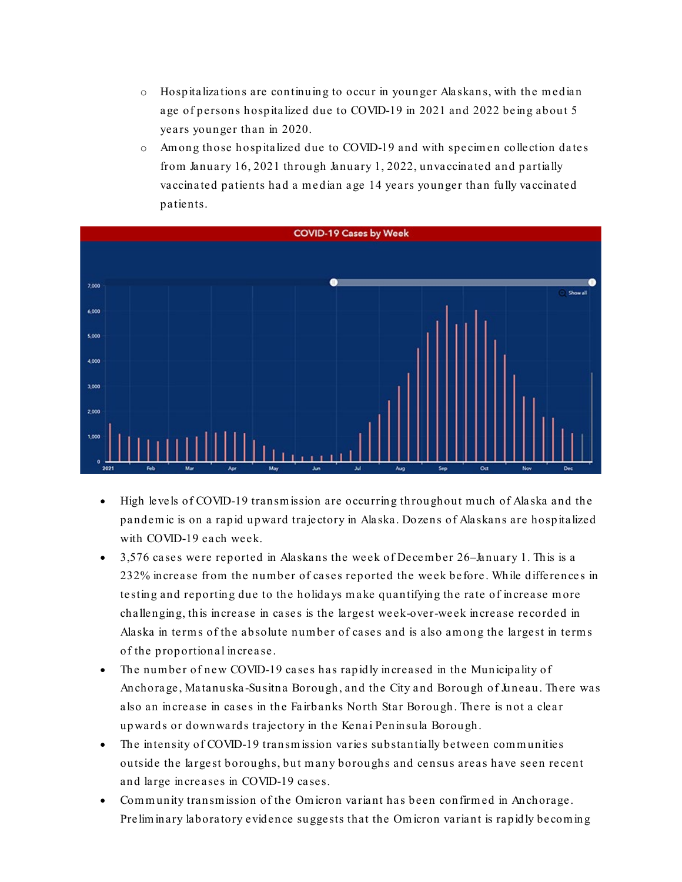- Hospitalizations are continuing to occur in younger Alaskans, with the median age of persons hospitalized due to COVID-19 in 2021 and 2022 being about 5 years younger than in 2020.
  - Among those hospitalized due to COVID-19 and with specimen collection dates from January 16, 2021 through January 1, 2022, unvaccinated and partially vaccinated patients had a median age 14 years younger than fully vaccinated patients.

**COVID-19 Cases by Week**

- High levels of COVID-19 transmission are occurring throughout much of Alaska and the pandemic is on a rapid upward trajectory in Alaska. Dozens of Alaskans are hospitalized with COVID-19 each week.
- 3,576 cases were reported in Alaskans the week of December 26–January 1. This is a 232% increase from the number of cases reported the week before. While differences in testing and reporting due to the holidays make quantifying the rate of increase more challenging, this increase in cases is the largest week-over-week increase recorded in Alaska in terms of the absolute number of cases and is also among the largest in terms of the proportional increase.
- The number of new COVID-19 cases has rapidly increased in the Municipality of Anchorage, Matanuska-Susitna Borough, and the City and Borough of Juneau. There was also an increase in cases in the Fairbanks North Star Borough. There is not a clear upwards or downwards trajectory in the Kenai Peninsula Borough.
- The intensity of COVID-19 transmission varies substantially between communities outside the largest boroughs, but many boroughs and census areas have seen recent and large increases in COVID-19 cases.
- Community transmission of the Omicron variant has been confirmed in Anchorage. Preliminary laboratory evidence suggests that the Omicron variant is rapidly becoming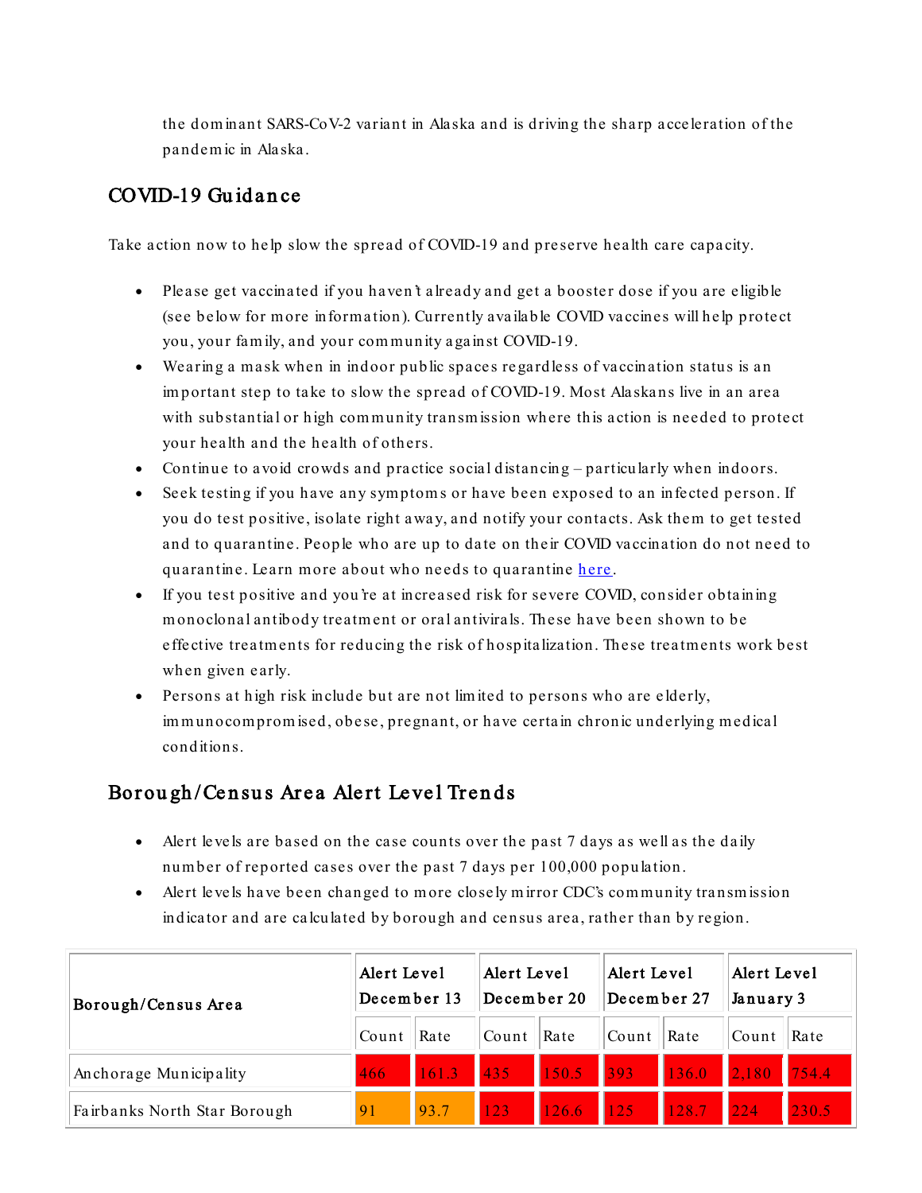the dominant SARS-CoV-2 variant in Alaska and is driving the sharp acceleration of the pandemic in Alaska.

## COVID-19 Guidance

Take action now to help slow the spread of COVID-19 and preserve health care capacity.

- Please get vaccinated if you haven't already and get a booster dose if you are eligible (see below for more information). Currently available COVID vaccines will help protect you, your family, and your community against COVID-19.
- Wearing a mask when in indoor public spaces regardless of vaccination status is an important step to take to slow the spread of COVID-19. Most Alaskans live in an area with substantial or high community transmission where this action is needed to protect your health and the health of others.
- Continue to avoid crowds and practice social distancing – particularly when indoors.
- Seek testing if you have any symptoms or have been exposed to an infected person. If you do test positive, isolate right away, and notify your contacts. Ask them to get tested and to quarantine. People who are up to date on their COVID vaccination do not need to quarantine. Learn more about who needs to quarantine [here](#).
- If you test positive and you're at increased risk for severe COVID, consider obtaining monoclonal antibody treatment or oral antivirals. These have been shown to be effective treatments for reducing the risk of hospitalization. These treatments work best when given early.
- Persons at high risk include but are not limited to persons who are elderly, immunocompromised, obese, pregnant, or have certain chronic underlying medical conditions.

## Borough/Census Area Alert Level Trends

- Alert levels are based on the case counts over the past 7 days as well as the daily number of reported cases over the past 7 days per 100,000 population.
- Alert levels have been changed to more closely mirror CDC's community transmission indicator and are calculated by borough and census area, rather than by region.

| Borough/Census Area | Alert Level December 13 | | Alert Level December 20 | | Alert Level December 27 | | Alert Level January 3 | |
|---|---|---|---|---|---|---|---|---|
| | Count | Rate | Count | Rate | Count | Rate | Count | Rate |
| Anchorage Municipality | 466 | 161.3 | 435 | 150.5 | 393 | 136.0 | 2,180 | 754.4 |
| Fairbanks North Star Borough | 91 | 93.7 | 123 | 126.6 | 125 | 128.7 | 224 | 230.5 |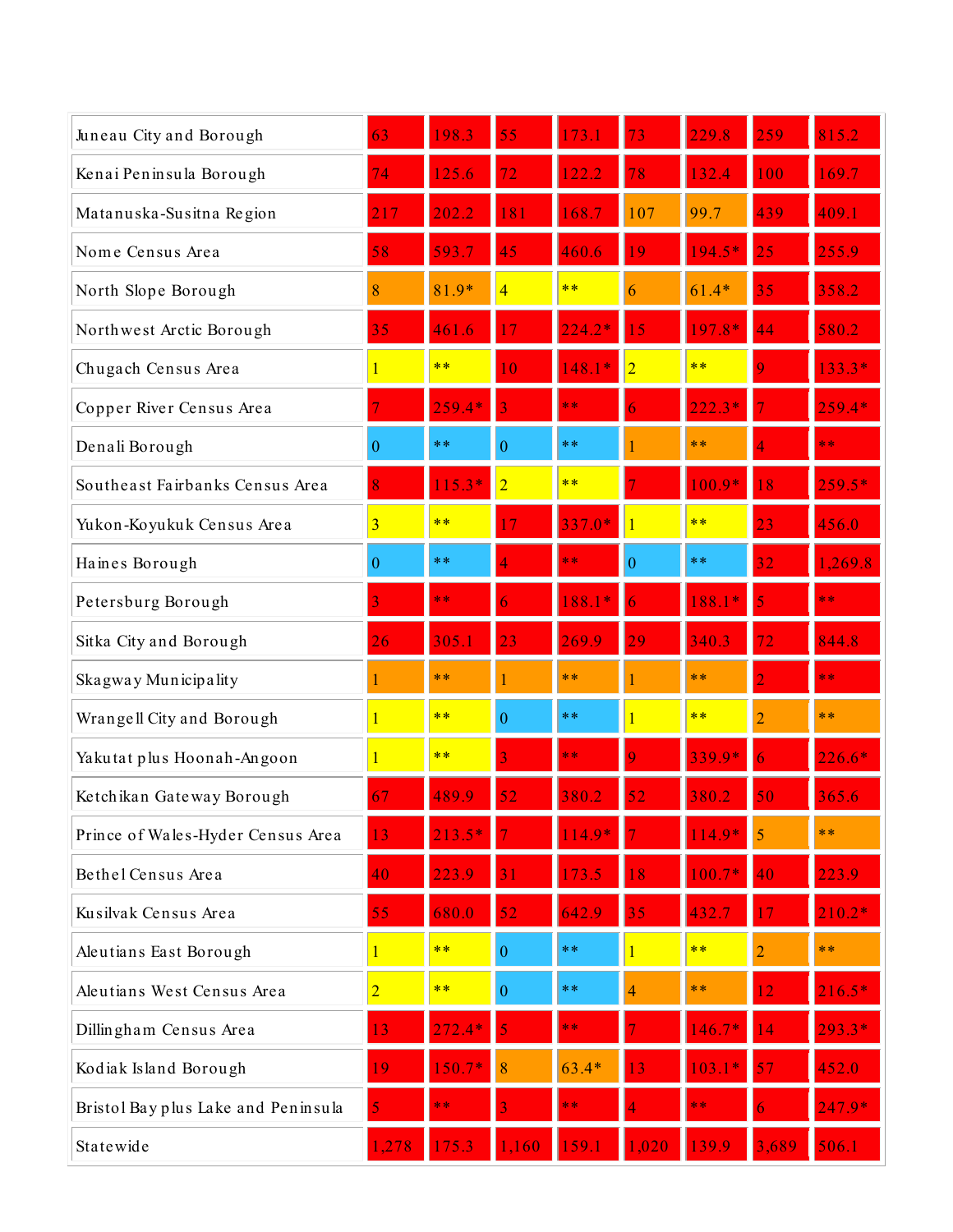| | | | | | | | | |
|---|---|---|---|---|---|---|---|---|
| Juneau City and Borough | 63 | 198.3 | 55 | 173.1 | 73 | 229.8 | 259 | 815.2 |
| Kenai Peninsula Borough | 74 | 125.6 | 72 | 122.2 | 78 | 132.4 | 100 | 169.7 |
| Matanuska-Susitna Region | 217 | 202.2 | 181 | 168.7 | 107 | 99.7 | 439 | 409.1 |
| Nome Census Area | 58 | 593.7 | 45 | 460.6 | 19 | 194.5* | 25 | 255.9 |
| North Slope Borough | 8 | 81.9* | 4 | ** | 6 | 61.4* | 35 | 358.2 |
| Northwest Arctic Borough | 35 | 461.6 | 17 | 224.2* | 15 | 197.8* | 44 | 580.2 |
| Chugach Census Area | 1 | ** | 10 | 148.1* | 2 | ** | 9 | 133.3* |
| Copper River Census Area | 7 | 259.4* | 3 | ** | 6 | 222.3* | 7 | 259.4* |
| Denali Borough | 0 | ** | 0 | ** | 1 | ** | 4 | ** |
| Southeast Fairbanks Census Area | 8 | 115.3* | 2 | ** | 7 | 100.9* | 18 | 259.5* |
| Yukon-Koyukuk Census Area | 3 | ** | 17 | 337.0* | 1 | ** | 23 | 456.0 |
| Haines Borough | 0 | ** | 4 | ** | 0 | ** | 32 | 1,269.8 |
| Petersburg Borough | 3 | ** | 6 | 188.1* | 6 | 188.1* | 5 | ** |
| Sitka City and Borough | 26 | 305.1 | 23 | 269.9 | 29 | 340.3 | 72 | 844.8 |
| Skagway Municipality | 1 | ** | 1 | ** | 1 | ** | 2 | ** |
| Wrangell City and Borough | 1 | ** | 0 | ** | 1 | ** | 2 | ** |
| Yakutat plus Hoonah-Angoon | 1 | ** | 3 | ** | 9 | 339.9* | 6 | 226.6* |
| Ketchikan Gateway Borough | 67 | 489.9 | 52 | 380.2 | 52 | 380.2 | 50 | 365.6 |
| Prince of Wales-Hyder Census Area | 13 | 213.5* | 7 | 114.9* | 7 | 114.9* | 5 | ** |
| Bethel Census Area | 40 | 223.9 | 31 | 173.5 | 18 | 100.7* | 40 | 223.9 |
| Kusilvak Census Area | 55 | 680.0 | 52 | 642.9 | 35 | 432.7 | 17 | 210.2* |
| Aleutians East Borough | 1 | ** | 0 | ** | 1 | ** | 2 | ** |
| Aleutians West Census Area | 2 | ** | 0 | ** | 4 | ** | 12 | 216.5* |
| Dillingham Census Area | 13 | 272.4* | 5 | ** | 7 | 146.7* | 14 | 293.3* |
| Kodiak Island Borough | 19 | 150.7* | 8 | 63.4* | 13 | 103.1* | 57 | 452.0 |
| Bristol Bay plus Lake and Peninsula | 5 | ** | 3 | ** | 4 | ** | 6 | 247.9* |
| Statewide | 1,278 | 175.3 | 1,160 | 159.1 | 1,020 | 139.9 | 3,689 | 506.1 |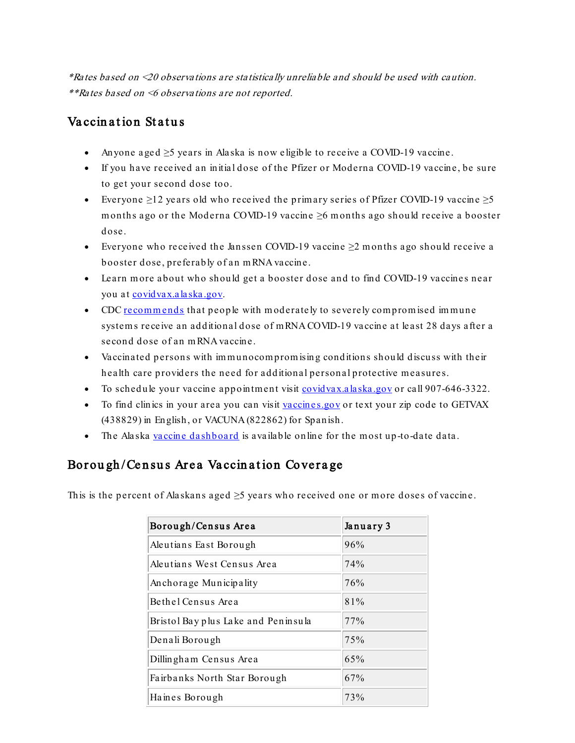*\*Rates based on <20 observations are statistically unreliable and should be used with caution.*
*\*\*Rates based on <6 observations are not reported.*

## Vaccination Status

- Anyone aged ≥5 years in Alaska is now eligible to receive a COVID-19 vaccine.
- If you have received an initial dose of the Pfizer or Moderna COVID-19 vaccine, be sure to get your second dose too.
- Everyone ≥12 years old who received the primary series of Pfizer COVID-19 vaccine ≥5 months ago or the Moderna COVID-19 vaccine ≥6 months ago should receive a booster dose.
- Everyone who received the Janssen COVID-19 vaccine ≥2 months ago should receive a booster dose, preferably of an mRNA vaccine.
- Learn more about who should get a booster dose and to find COVID-19 vaccines near you at covidvax.alaska.gov.
- CDC recommends that people with moderately to severely compromised immune systems receive an additional dose of mRNA COVID-19 vaccine at least 28 days after a second dose of an mRNA vaccine.
- Vaccinated persons with immunocompromising conditions should discuss with their health care providers the need for additional personal protective measures.
- To schedule your vaccine appointment visit covidvax.alaska.gov or call 907-646-3322.
- To find clinics in your area you can visit vaccines.gov or text your zip code to GETVAX (438829) in English, or VACUNA (822862) for Spanish.
- The Alaska vaccine dashboard is available online for the most up-to-date data.

## Borough/Census Area Vaccination Coverage

This is the percent of Alaskans aged ≥5 years who received one or more doses of vaccine.

| Borough/Census Area | January 3 |
|---|---|
| Aleutians East Borough | 96% |
| Aleutians West Census Area | 74% |
| Anchorage Municipality | 76% |
| Bethel Census Area | 81% |
| Bristol Bay plus Lake and Peninsula | 77% |
| Denali Borough | 75% |
| Dillingham Census Area | 65% |
| Fairbanks North Star Borough | 67% |
| Haines Borough | 73% |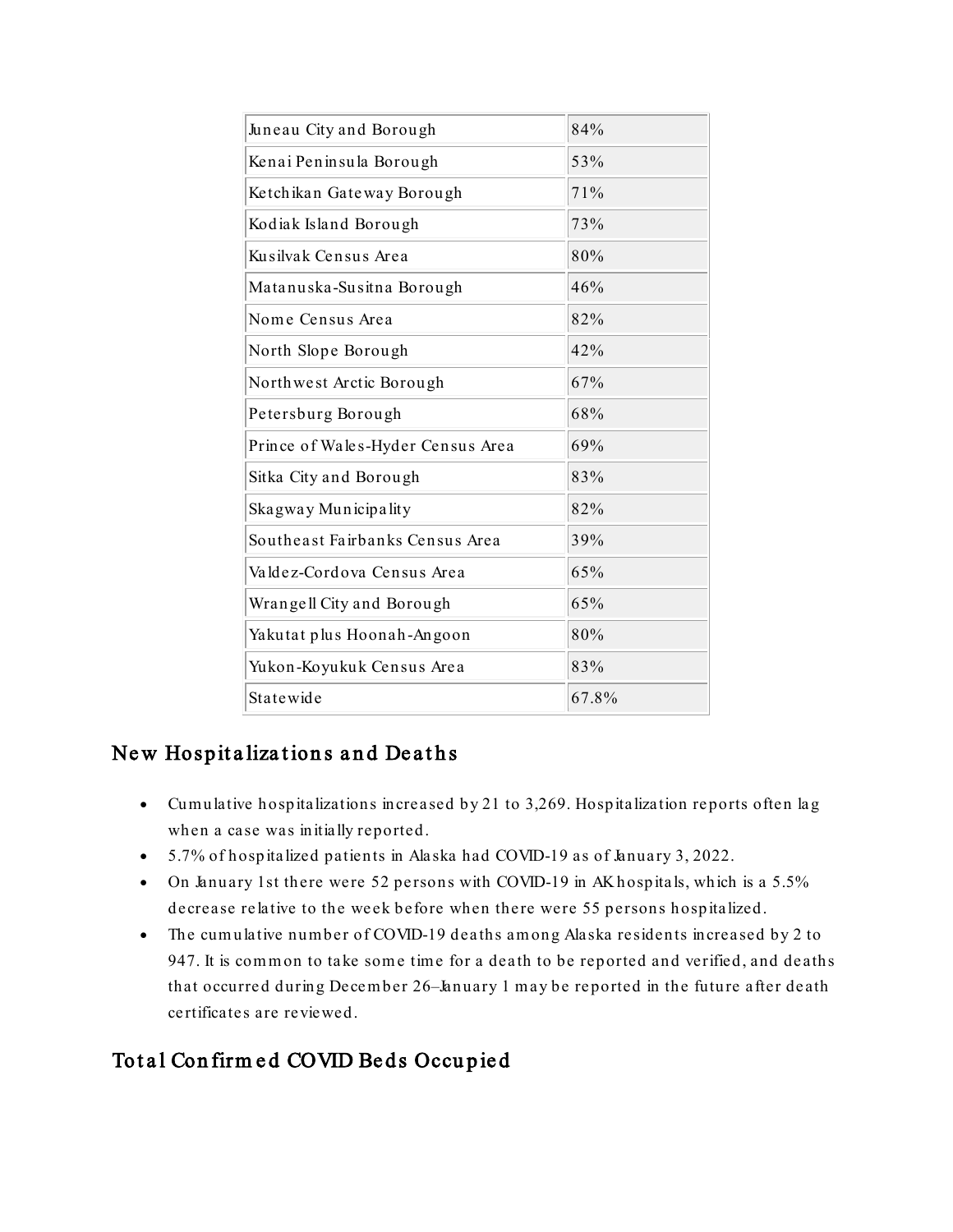| Juneau City and Borough | 84% |
|---|---|
| Kenai Peninsula Borough | 53% |
| Ketchikan Gateway Borough | 71% |
| Kodiak Island Borough | 73% |
| Kusilvak Census Area | 80% |
| Matanuska-Susitna Borough | 46% |
| Nome Census Area | 82% |
| North Slope Borough | 42% |
| Northwest Arctic Borough | 67% |
| Petersburg Borough | 68% |
| Prince of Wales-Hyder Census Area | 69% |
| Sitka City and Borough | 83% |
| Skagway Municipality | 82% |
| Southeast Fairbanks Census Area | 39% |
| Valdez-Cordova Census Area | 65% |
| Wrangell City and Borough | 65% |
| Yakutat plus Hoonah-Angoon | 80% |
| Yukon-Koyukuk Census Area | 83% |
| Statewide | 67.8% |

## New Hospitalizations and Deaths

- Cumulative hospitalizations increased by 21 to 3,269. Hospitalization reports often lag when a case was initially reported.
- 5.7% of hospitalized patients in Alaska had COVID-19 as of January 3, 2022.
- On January 1st there were 52 persons with COVID-19 in AK hospitals, which is a 5.5% decrease relative to the week before when there were 55 persons hospitalized.
- The cumulative number of COVID-19 deaths among Alaska residents increased by 2 to 947. It is common to take some time for a death to be reported and verified, and deaths that occurred during December 26–January 1 may be reported in the future after death certificates are reviewed.

## Total Confirmed COVID Beds Occupied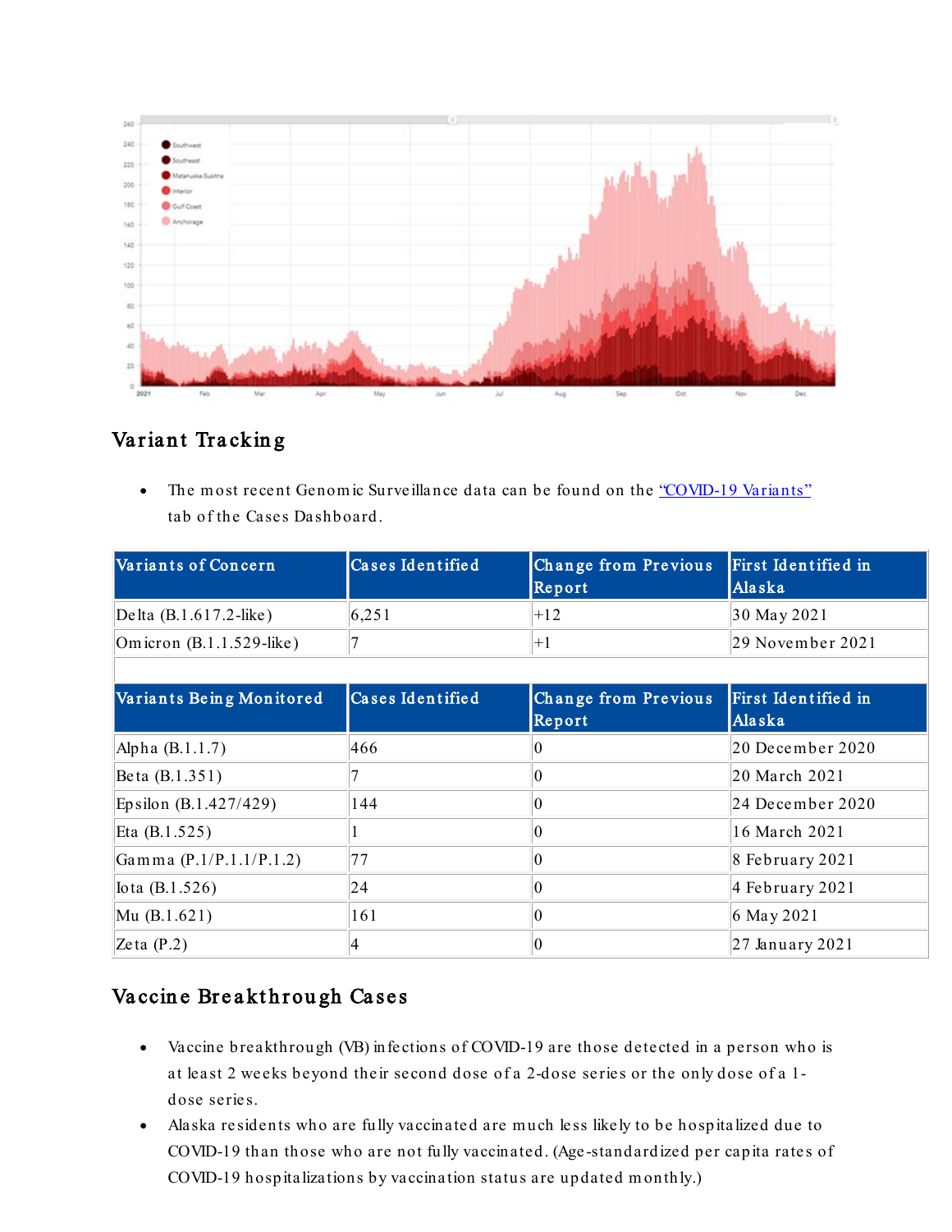## Variant Tracking

- The most recent Genomic Surveillance data can be found on the "COVID-19 Variants" tab of the Cases Dashboard.

| Variants of Concern | Cases Identified | Change from Previous Report | First Identified in Alaska |
|---|---|---|---|
| Delta (B.1.617.2-like) | 6,251 | +12 | 30 May 2021 |
| Omicron (B.1.1.529-like) | 7 | +1 | 29 November 2021 |

| Variants Being Monitored | Cases Identified | Change from Previous Report | First Identified in Alaska |
|---|---|---|---|
| Alpha (B.1.1.7) | 466 | 0 | 20 December 2020 |
| Beta (B.1.351) | 7 | 0 | 20 March 2021 |
| Epsilon (B.1.427/429) | 144 | 0 | 24 December 2020 |
| Eta (B.1.525) | 1 | 0 | 16 March 2021 |
| Gamma (P.1/P.1.1/P.1.2) | 77 | 0 | 8 February 2021 |
| Iota (B.1.526) | 24 | 0 | 4 February 2021 |
| Mu (B.1.621) | 161 | 0 | 6 May 2021 |
| Zeta (P.2) | 4 | 0 | 27 January 2021 |

## Vaccine Breakthrough Cases

- Vaccine breakthrough (VB) infections of COVID-19 are those detected in a person who is at least 2 weeks beyond their second dose of a 2-dose series or the only dose of a 1-dose series.
- Alaska residents who are fully vaccinated are much less likely to be hospitalized due to COVID-19 than those who are not fully vaccinated. (Age-standardized per capita rates of COVID-19 hospitalizations by vaccination status are updated monthly.)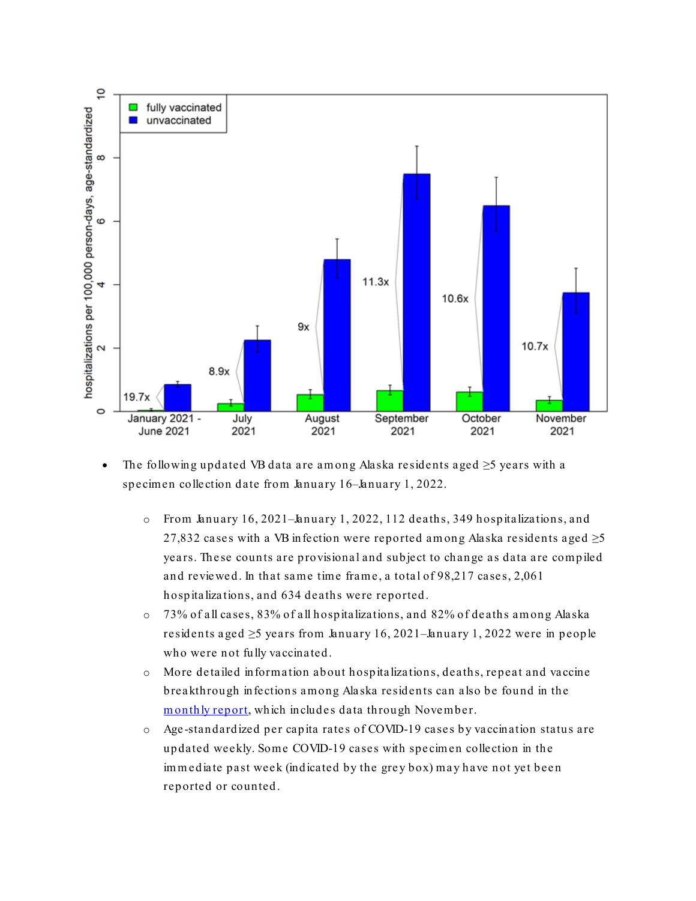- The following updated VB data are among Alaska residents aged ≥5 years with a specimen collection date from January 16–January 1, 2022.

    - From January 16, 2021–January 1, 2022, 112 deaths, 349 hospitalizations, and 27,832 cases with a VB infection were reported among Alaska residents aged ≥5 years. These counts are provisional and subject to change as data are compiled and reviewed. In that same time frame, a total of 98,217 cases, 2,061 hospitalizations, and 634 deaths were reported.
    - 73% of all cases, 83% of all hospitalizations, and 82% of deaths among Alaska residents aged ≥5 years from January 16, 2021–January 1, 2022 were in people who were not fully vaccinated.
    - More detailed information about hospitalizations, deaths, repeat and vaccine breakthrough infections among Alaska residents can also be found in the [monthly report](), which includes data through November.
    - Age-standardized per capita rates of COVID-19 cases by vaccination status are updated weekly. Some COVID-19 cases with specimen collection in the immediate past week (indicated by the grey box) may have not yet been reported or counted.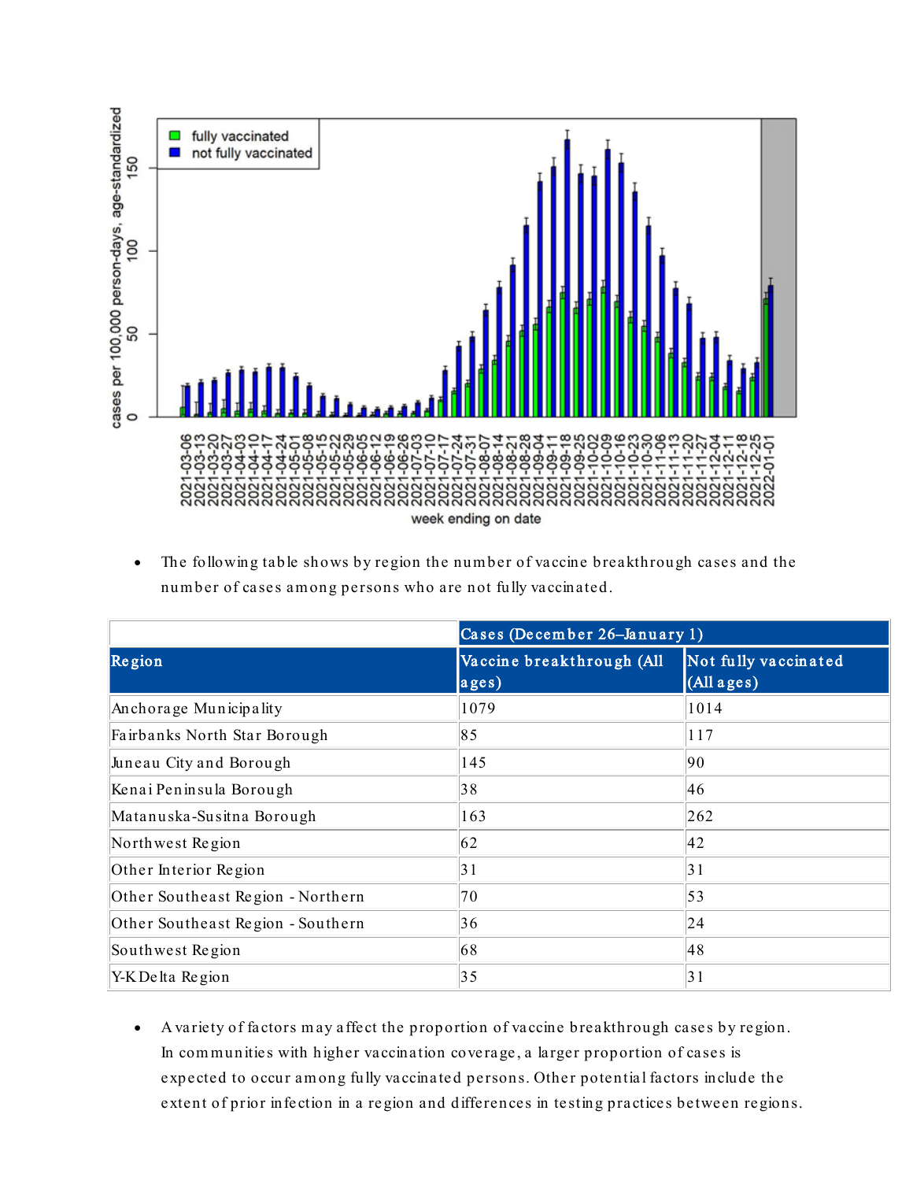- The following table shows by region the number of vaccine breakthrough cases and the number of cases among persons who are not fully vaccinated.

| | Cases (December 26–January 1) | |
|---|---|---|
| Region | Vaccine breakthrough (All ages) | Not fully vaccinated (All ages) |
| Anchorage Municipality | 1079 | 1014 |
| Fairbanks North Star Borough | 85 | 117 |
| Juneau City and Borough | 145 | 90 |
| Kenai Peninsula Borough | 38 | 46 |
| Matanuska-Susitna Borough | 163 | 262 |
| Northwest Region | 62 | 42 |
| Other Interior Region | 31 | 31 |
| Other Southeast Region - Northern | 70 | 53 |
| Other Southeast Region - Southern | 36 | 24 |
| Southwest Region | 68 | 48 |
| Y-K Delta Region | 35 | 31 |

- A variety of factors may affect the proportion of vaccine breakthrough cases by region. In communities with higher vaccination coverage, a larger proportion of cases is expected to occur among fully vaccinated persons. Other potential factors include the extent of prior infection in a region and differences in testing practices between regions.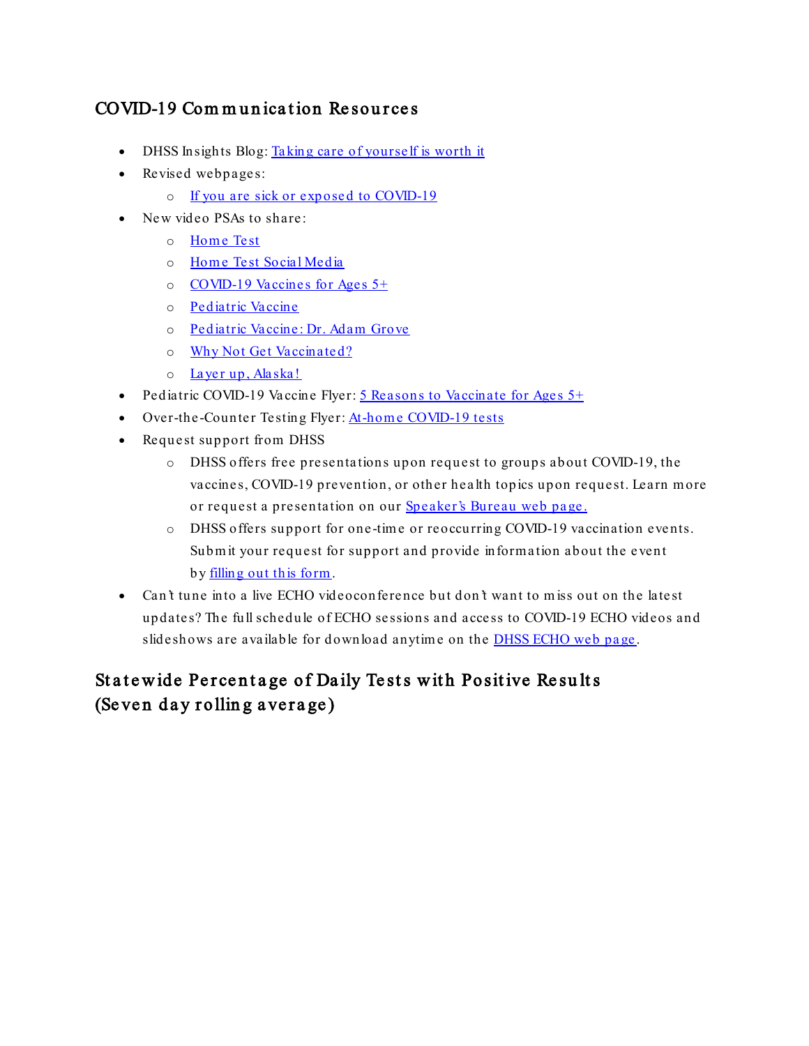## COVID-19 Communication Resources

- DHSS Insights Blog: [Taking care of yourself is worth it]
- Revised webpages:
  - [If you are sick or exposed to COVID-19]
- New video PSAs to share:
  - [Home Test]
  - [Home Test Social Media]
  - [COVID-19 Vaccines for Ages 5+]
  - [Pediatric Vaccine]
  - [Pediatric Vaccine: Dr. Adam Grove]
  - [Why Not Get Vaccinated?]
  - [Layer up, Alaska!]
- Pediatric COVID-19 Vaccine Flyer: [5 Reasons to Vaccinate for Ages 5+]
- Over-the-Counter Testing Flyer: [At-home COVID-19 tests]
- Request support from DHSS
  - DHSS offers free presentations upon request to groups about COVID-19, the vaccines, COVID-19 prevention, or other health topics upon request. Learn more or request a presentation on our [Speaker's Bureau web page.]
  - DHSS offers support for one-time or reoccurring COVID-19 vaccination events. Submit your request for support and provide information about the event by [filling out this form].
- Can't tune into a live ECHO videoconference but don't want to miss out on the latest updates? The full schedule of ECHO sessions and access to COVID-19 ECHO videos and slideshows are available for download anytime on the [DHSS ECHO web page].

## Statewide Percentage of Daily Tests with Positive Results (Seven day rolling average)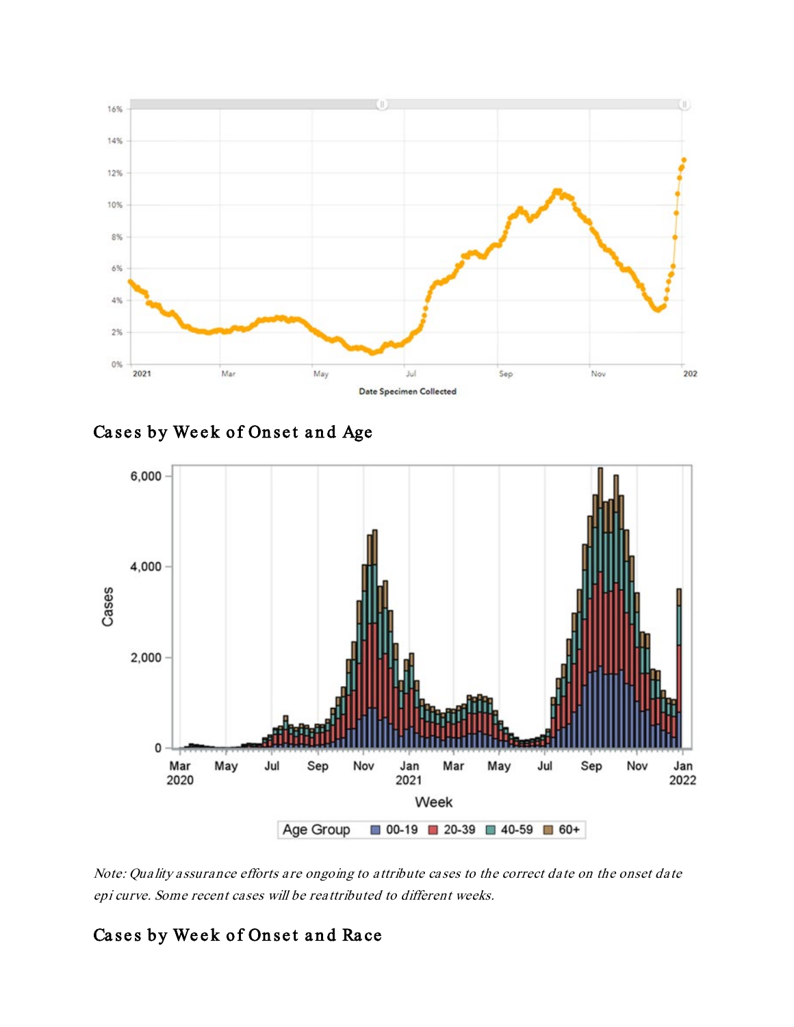## Cases by Week of Onset and Age

*Note: Quality assurance efforts are ongoing to attribute cases to the correct date on the onset date epi curve. Some recent cases will be reattributed to different weeks.*

## Cases by Week of Onset and Race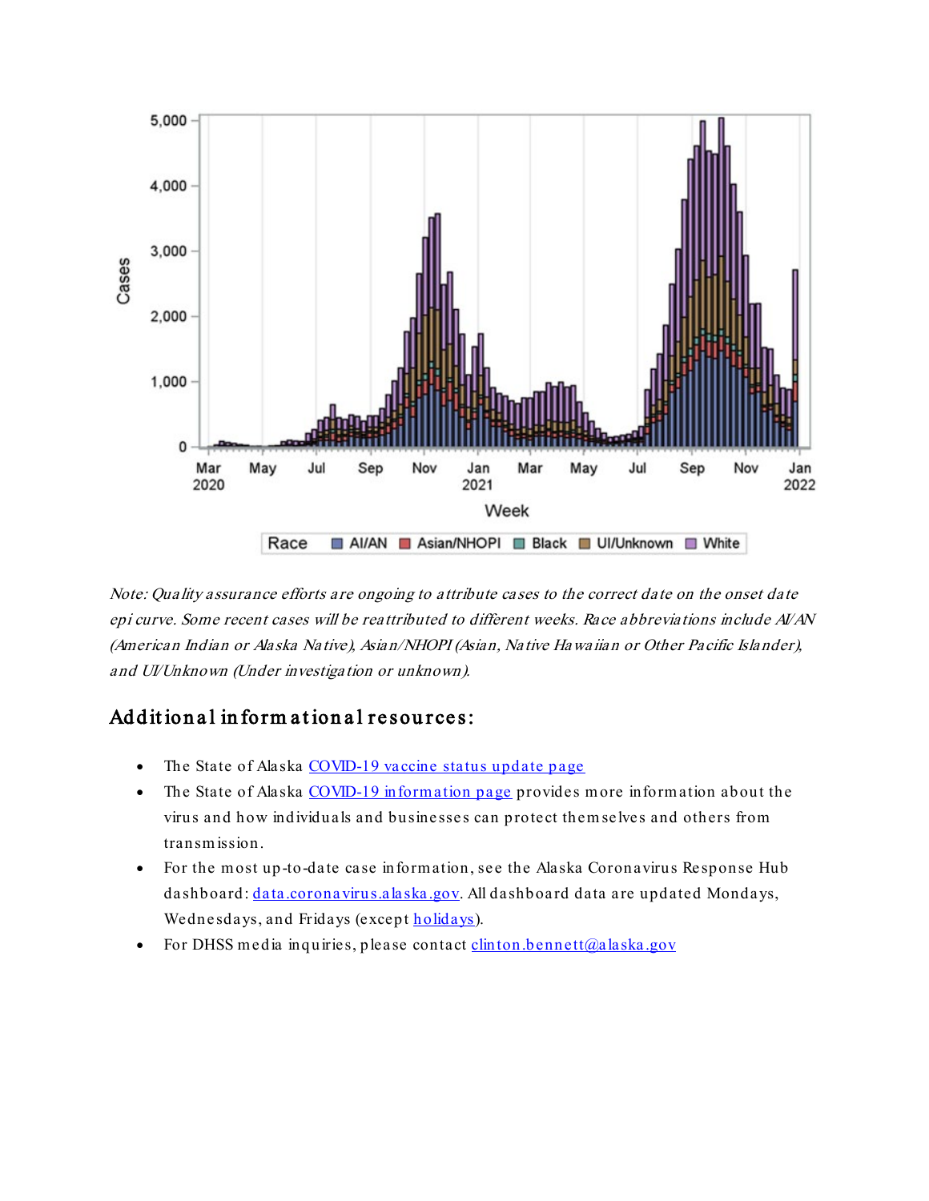5,000
4,000
3,000
2,000
1,000
0

Cases

Mar 2020
May
Jul
Sep
Nov
Jan 2021
Mar
May
Jul
Sep
Nov
Jan 2022

Week

Race AI/AN Asian/NHOPI Black UI/Unknown White

*Note: Quality assurance efforts are ongoing to attribute cases to the correct date on the onset date epi curve. Some recent cases will be reattributed to different weeks. Race abbreviations include AI/AN (American Indian or Alaska Native), Asian/NHOPI (Asian, Native Hawaiian or Other Pacific Islander), and UI/Unknown (Under investigation or unknown).*

## Additional informational resources:

- The State of Alaska [COVID-19 vaccine status update page](#)
- The State of Alaska [COVID-19 information page](#) provides more information about the virus and how individuals and businesses can protect themselves and others from transmission.
- For the most up-to-date case information, see the Alaska Coronavirus Response Hub dashboard: [data.coronavirus.alaska.gov](#). All dashboard data are updated Mondays, Wednesdays, and Fridays (except [holidays](#)).
- For DHSS media inquiries, please contact [clinton.bennett@alaska.gov](#)